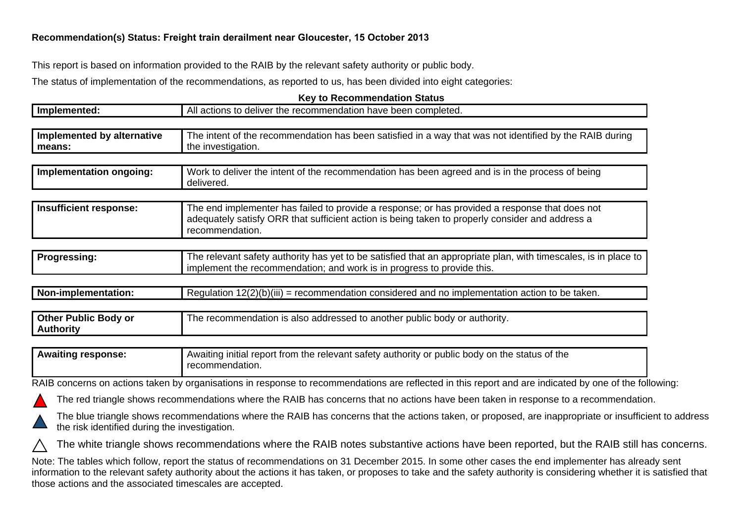**Recommendation(s) Status: Freight train derailment near Gloucester, 15 October 2013**

This report is based on information provided to the RAIB by the relevant safety authority or public body.

The status of implementation of the recommendations, as reported to us, has been divided into eight categories:

**Key to Recommendation Status**

| | |
|---|---|
| **Implemented:** | All actions to deliver the recommendation have been completed. |
| **Implemented by alternative means:** | The intent of the recommendation has been satisfied in a way that was not identified by the RAIB during the investigation. |
| **Implementation ongoing:** | Work to deliver the intent of the recommendation has been agreed and is in the process of being delivered. |
| **Insufficient response:** | The end implementer has failed to provide a response; or has provided a response that does not adequately satisfy ORR that sufficient action is being taken to properly consider and address a recommendation. |
| **Progressing:** | The relevant safety authority has yet to be satisfied that an appropriate plan, with timescales, is in place to implement the recommendation; and work is in progress to provide this. |
| **Non-implementation:** | Regulation 12(2)(b)(iii) = recommendation considered and no implementation action to be taken. |
| **Other Public Body or Authority** | The recommendation is also addressed to another public body or authority. |
| **Awaiting response:** | Awaiting initial report from the relevant safety authority or public body on the status of the recommendation. |

RAIB concerns on actions taken by organisations in response to recommendations are reflected in this report and are indicated by one of the following:

- The red triangle shows recommendations where the RAIB has concerns that no actions have been taken in response to a recommendation.
- The blue triangle shows recommendations where the RAIB has concerns that the actions taken, or proposed, are inappropriate or insufficient to address the risk identified during the investigation.
- The white triangle shows recommendations where the RAIB notes substantive actions have been reported, but the RAIB still has concerns.

Note: The tables which follow, report the status of recommendations on 31 December 2015. In some other cases the end implementer has already sent information to the relevant safety authority about the actions it has taken, or proposes to take and the safety authority is considering whether it is satisfied that those actions and the associated timescales are accepted.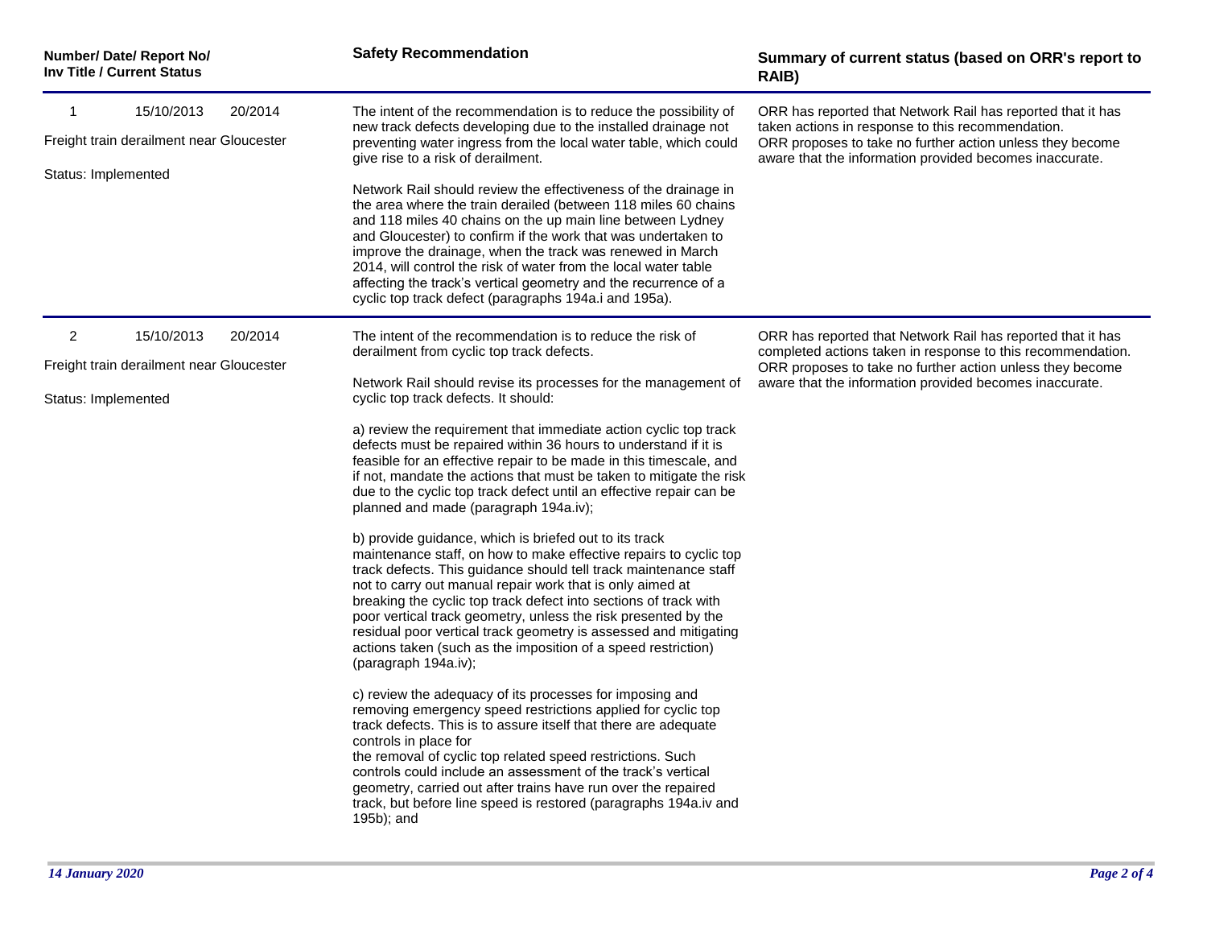| Number/ Date/ Report No/ Inv Title / Current Status | Safety Recommendation | Summary of current status (based on ORR's report to RAIB) |
|---|---|---|
| 1 15/10/2013 20/2014<br><br>Freight train derailment near Gloucester<br><br>Status: Implemented | The intent of the recommendation is to reduce the possibility of new track defects developing due to the installed drainage not preventing water ingress from the local water table, which could give rise to a risk of derailment.<br><br>Network Rail should review the effectiveness of the drainage in the area where the train derailed (between 118 miles 60 chains and 118 miles 40 chains on the up main line between Lydney and Gloucester) to confirm if the work that was undertaken to improve the drainage, when the track was renewed in March 2014, will control the risk of water from the local water table affecting the track's vertical geometry and the recurrence of a cyclic top track defect (paragraphs 194a.i and 195a). | ORR has reported that Network Rail has reported that it has taken actions in response to this recommendation.<br>ORR proposes to take no further action unless they become aware that the information provided becomes inaccurate. |
| 2 15/10/2013 20/2014<br><br>Freight train derailment near Gloucester<br><br>Status: Implemented | The intent of the recommendation is to reduce the risk of derailment from cyclic top track defects.<br><br>Network Rail should revise its processes for the management of cyclic top track defects. It should:<br><br>a) review the requirement that immediate action cyclic top track defects must be repaired within 36 hours to understand if it is feasible for an effective repair to be made in this timescale, and if not, mandate the actions that must be taken to mitigate the risk due to the cyclic top track defect until an effective repair can be planned and made (paragraph 194a.iv);<br><br>b) provide guidance, which is briefed out to its track maintenance staff, on how to make effective repairs to cyclic top track defects. This guidance should tell track maintenance staff not to carry out manual repair work that is only aimed at breaking the cyclic top track defect into sections of track with poor vertical track geometry, unless the risk presented by the residual poor vertical track geometry is assessed and mitigating actions taken (such as the imposition of a speed restriction) (paragraph 194a.iv);<br><br>c) review the adequacy of its processes for imposing and removing emergency speed restrictions applied for cyclic top track defects. This is to assure itself that there are adequate controls in place for the removal of cyclic top related speed restrictions. Such controls could include an assessment of the track's vertical geometry, carried out after trains have run over the repaired track, but before line speed is restored (paragraphs 194a.iv and 195b); and | ORR has reported that Network Rail has reported that it has completed actions taken in response to this recommendation.<br>ORR proposes to take no further action unless they become aware that the information provided becomes inaccurate. |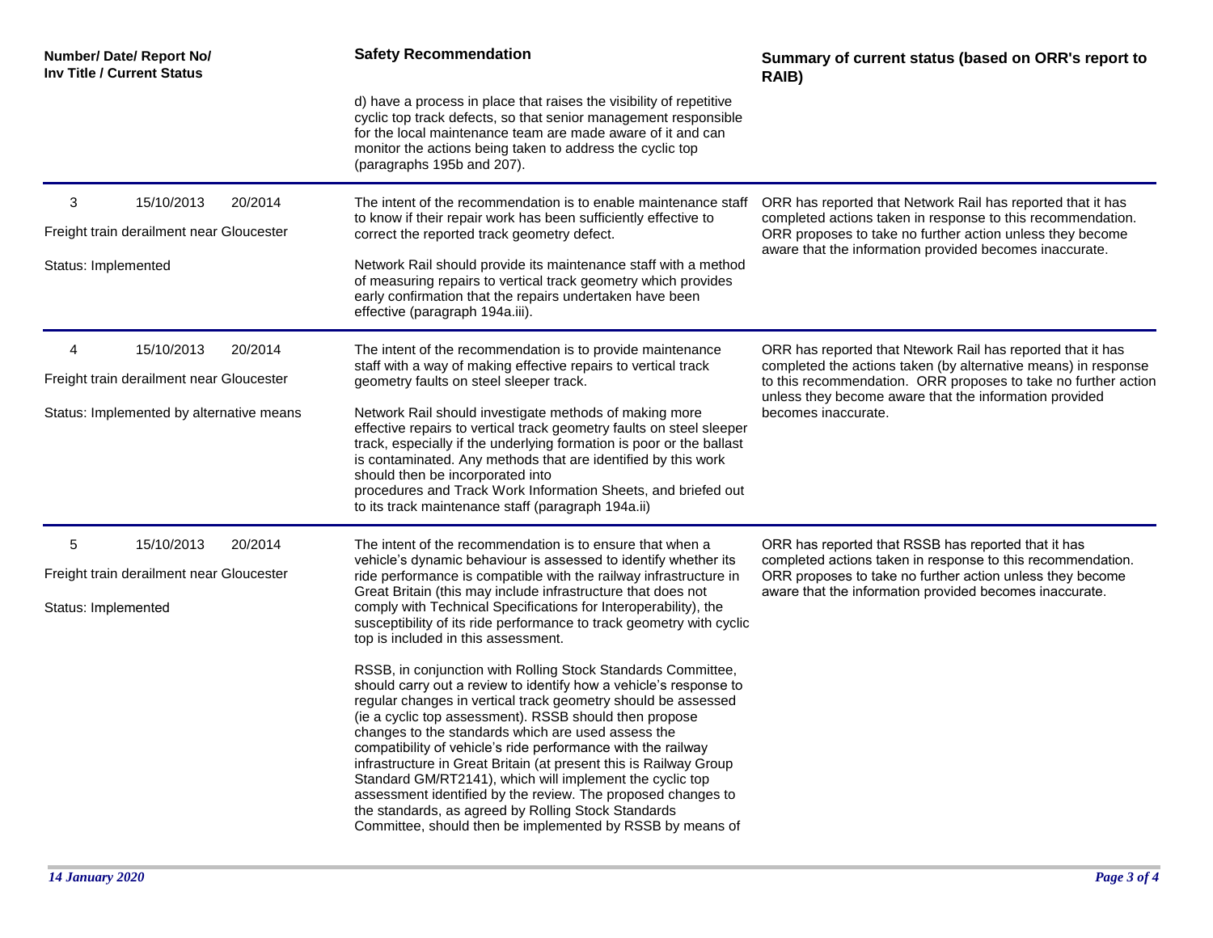| Number/ Date/ Report No/ Inv Title / Current Status | Safety Recommendation | Summary of current status (based on ORR's report to RAIB) |
|---|---|---|
| | d) have a process in place that raises the visibility of repetitive cyclic top track defects, so that senior management responsible for the local maintenance team are made aware of it and can monitor the actions being taken to address the cyclic top (paragraphs 195b and 207). | |
| 3 15/10/2013 20/2014<br><br>Freight train derailment near Gloucester<br><br>Status: Implemented | The intent of the recommendation is to enable maintenance staff to know if their repair work has been sufficiently effective to correct the reported track geometry defect.<br><br>Network Rail should provide its maintenance staff with a method of measuring repairs to vertical track geometry which provides early confirmation that the repairs undertaken have been effective (paragraph 194a.iii). | ORR has reported that Network Rail has reported that it has completed actions taken in response to this recommendation. ORR proposes to take no further action unless they become aware that the information provided becomes inaccurate. |
| 4 15/10/2013 20/2014<br><br>Freight train derailment near Gloucester<br><br>Status: Implemented by alternative means | The intent of the recommendation is to provide maintenance staff with a way of making effective repairs to vertical track geometry faults on steel sleeper track.<br><br>Network Rail should investigate methods of making more effective repairs to vertical track geometry faults on steel sleeper track, especially if the underlying formation is poor or the ballast is contaminated. Any methods that are identified by this work should then be incorporated into procedures and Track Work Information Sheets, and briefed out to its track maintenance staff (paragraph 194a.ii) | ORR has reported that Ntework Rail has reported that it has completed the actions taken (by alternative means) in response to this recommendation. ORR proposes to take no further action unless they become aware that the information provided becomes inaccurate. |
| 5 15/10/2013 20/2014<br><br>Freight train derailment near Gloucester<br><br>Status: Implemented | The intent of the recommendation is to ensure that when a vehicle's dynamic behaviour is assessed to identify whether its ride performance is compatible with the railway infrastructure in Great Britain (this may include infrastructure that does not comply with Technical Specifications for Interoperability), the susceptibility of its ride performance to track geometry with cyclic top is included in this assessment.<br><br>RSSB, in conjunction with Rolling Stock Standards Committee, should carry out a review to identify how a vehicle's response to regular changes in vertical track geometry should be assessed (ie a cyclic top assessment). RSSB should then propose changes to the standards which are used assess the compatibility of vehicle's ride performance with the railway infrastructure in Great Britain (at present this is Railway Group Standard GM/RT2141), which will implement the cyclic top assessment identified by the review. The proposed changes to the standards, as agreed by Rolling Stock Standards Committee, should then be implemented by RSSB by means of | ORR has reported that RSSB has reported that it has completed actions taken in response to this recommendation. ORR proposes to take no further action unless they become aware that the information provided becomes inaccurate. |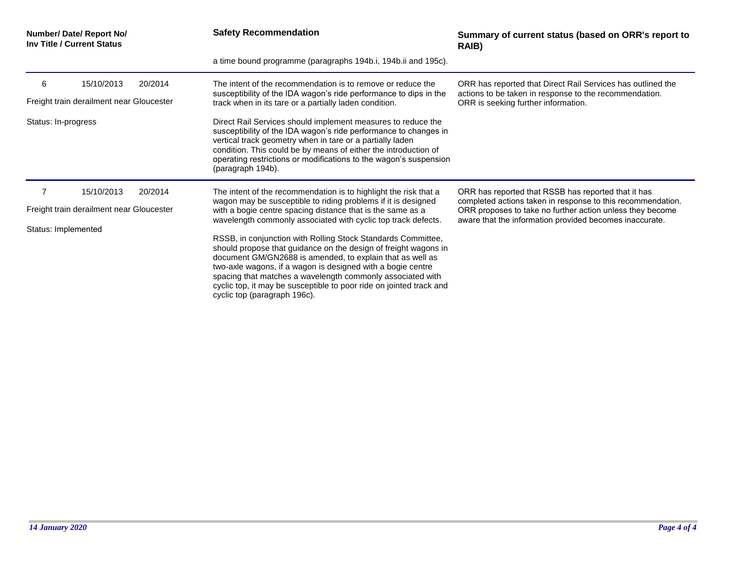| Number/ Date/ Report No/ Inv Title / Current Status | Safety Recommendation | Summary of current status (based on ORR's report to RAIB) |
| --- | --- | --- |
| | a time bound programme (paragraphs 194b.i, 194b.ii and 195c). | |
| 6 15/10/2013 20/2014<br><br>Freight train derailment near Gloucester<br><br>Status: In-progress | The intent of the recommendation is to remove or reduce the susceptibility of the IDA wagon's ride performance to dips in the track when in its tare or a partially laden condition.<br><br>Direct Rail Services should implement measures to reduce the susceptibility of the IDA wagon's ride performance to changes in vertical track geometry when in tare or a partially laden condition. This could be by means of either the introduction of operating restrictions or modifications to the wagon's suspension (paragraph 194b). | ORR has reported that Direct Rail Services has outlined the actions to be taken in response to the recommendation. ORR is seeking further information. |
| 7 15/10/2013 20/2014<br><br>Freight train derailment near Gloucester<br><br>Status: Implemented | The intent of the recommendation is to highlight the risk that a wagon may be susceptible to riding problems if it is designed with a bogie centre spacing distance that is the same as a wavelength commonly associated with cyclic top track defects.<br><br>RSSB, in conjunction with Rolling Stock Standards Committee, should propose that guidance on the design of freight wagons in document GM/GN2688 is amended, to explain that as well as two-axle wagons, if a wagon is designed with a bogie centre spacing that matches a wavelength commonly associated with cyclic top, it may be susceptible to poor ride on jointed track and cyclic top (paragraph 196c). | ORR has reported that RSSB has reported that it has completed actions taken in response to this recommendation. ORR proposes to take no further action unless they become aware that the information provided becomes inaccurate. |